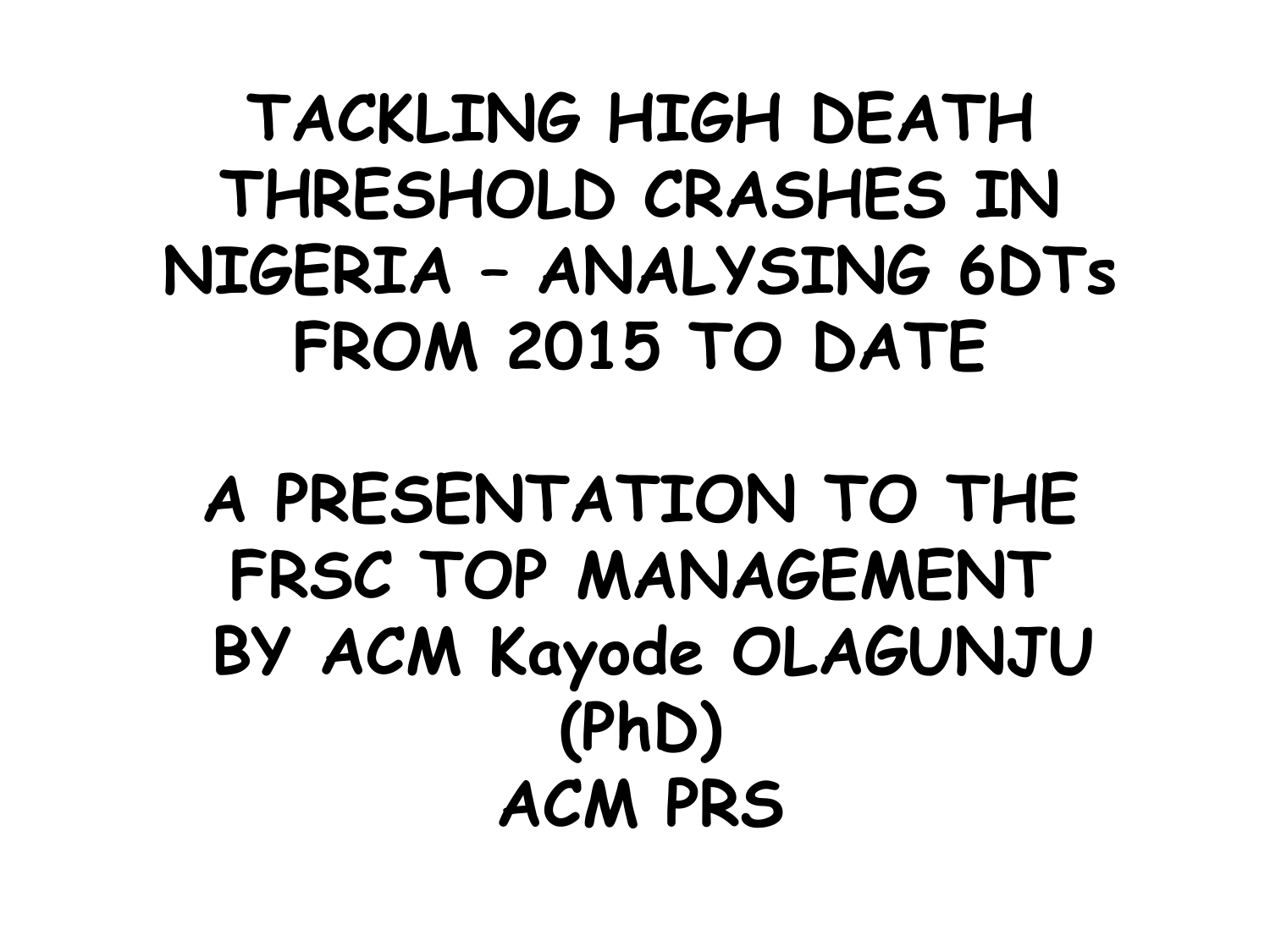# TACKLING HIGH DEATH THRESHOLD CRASHES IN NIGERIA – ANALYSING 6DTs FROM 2015 TO DATE

## A PRESENTATION TO THE FRSC TOP MANAGEMENT

**BY ACM Kayode OLAGUNJU (PhD)**

**ACM PRS**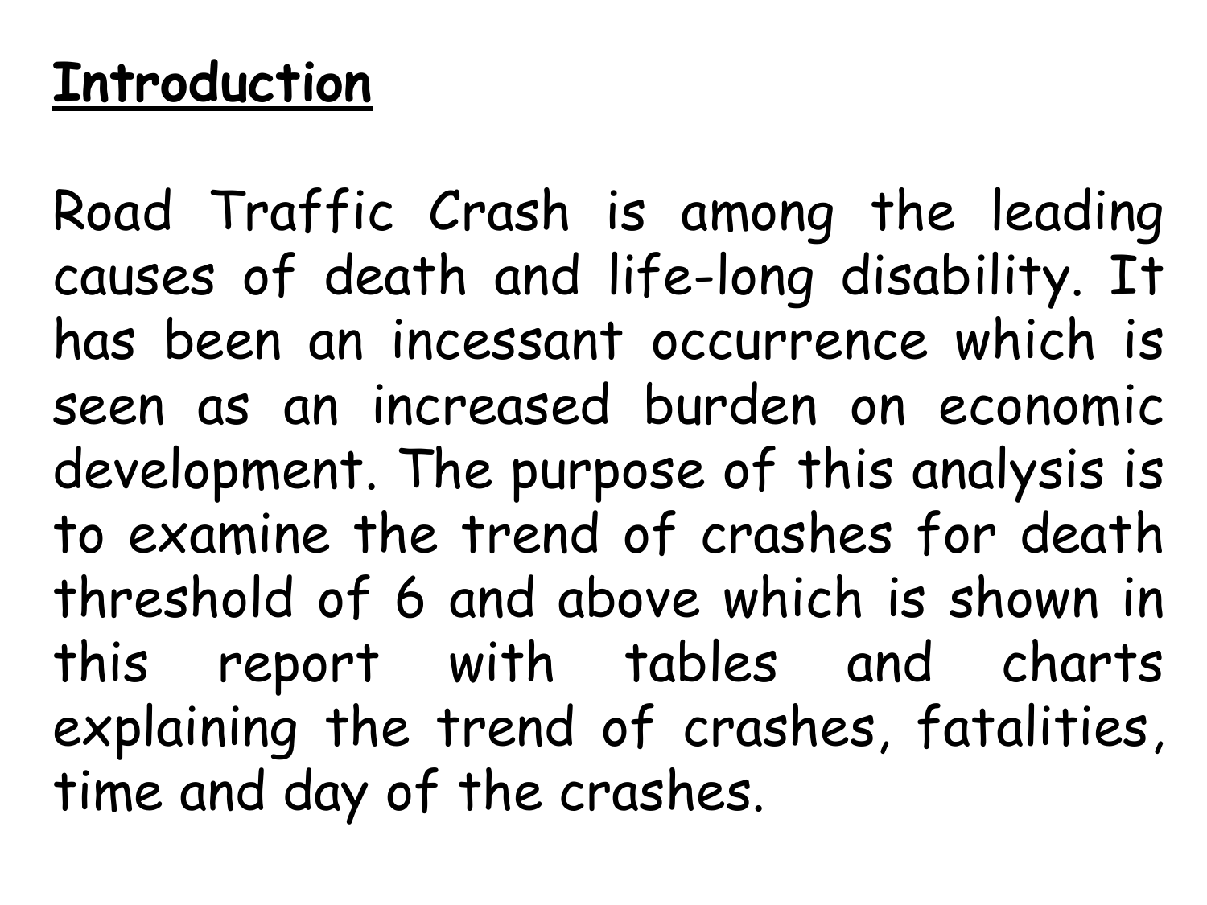## Introduction

Road Traffic Crash is among the leading causes of death and life-long disability. It has been an incessant occurrence which is seen as an increased burden on economic development. The purpose of this analysis is to examine the trend of crashes for death threshold of 6 and above which is shown in this report with tables and charts explaining the trend of crashes, fatalities, time and day of the crashes.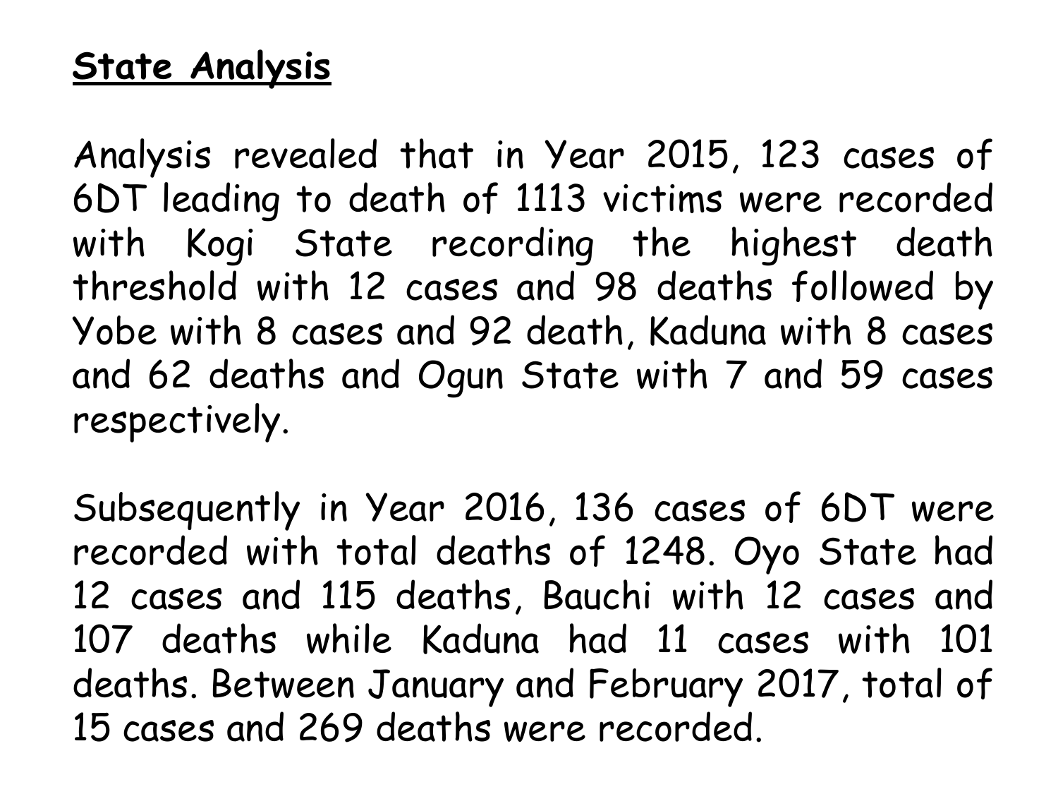## **State Analysis**

Analysis revealed that in Year 2015, 123 cases of 6DT leading to death of 1113 victims were recorded with Kogi State recording the highest death threshold with 12 cases and 98 deaths followed by Yobe with 8 cases and 92 death, Kaduna with 8 cases and 62 deaths and Ogun State with 7 and 59 cases respectively.

Subsequently in Year 2016, 136 cases of 6DT were recorded with total deaths of 1248. Oyo State had 12 cases and 115 deaths, Bauchi with 12 cases and 107 deaths while Kaduna had 11 cases with 101 deaths. Between January and February 2017, total of 15 cases and 269 deaths were recorded.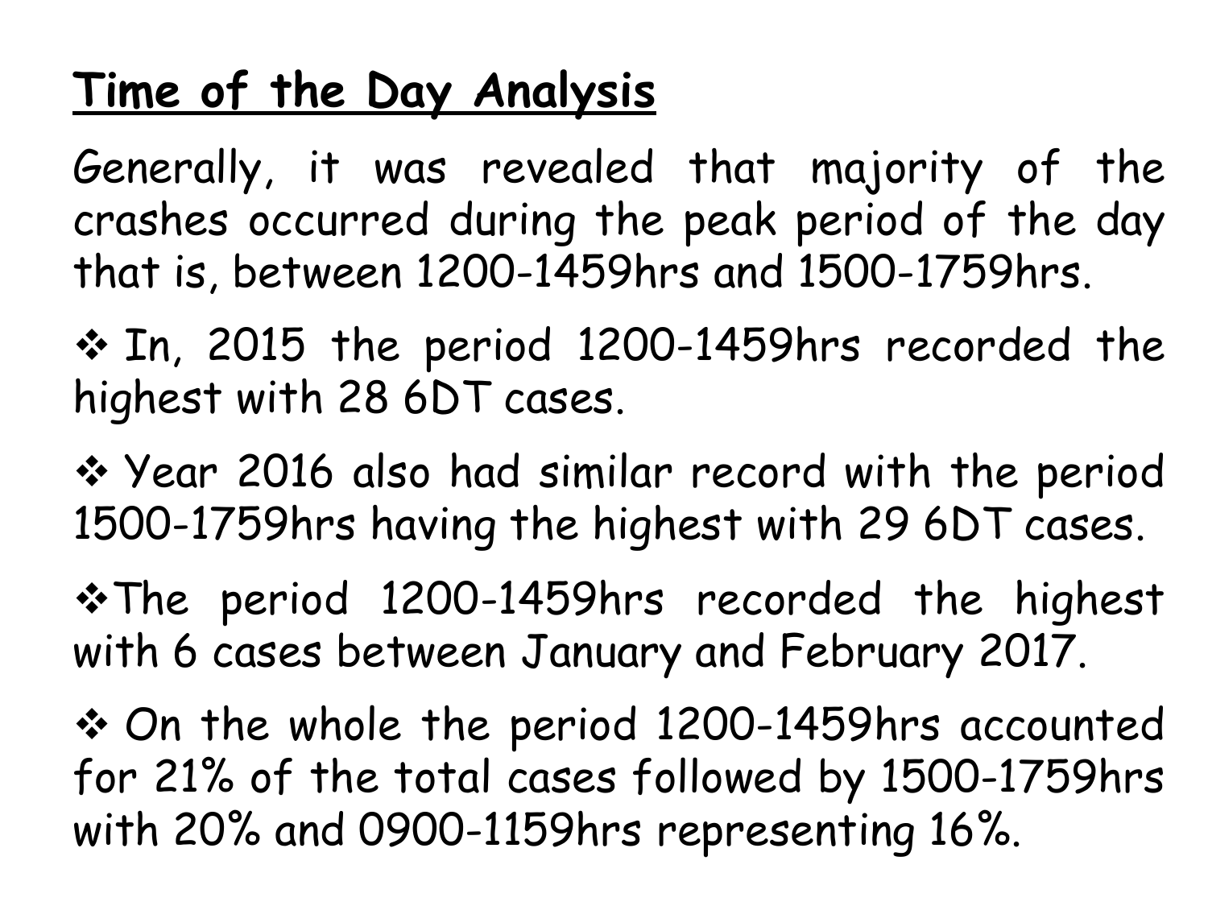## Time of the Day Analysis

Generally, it was revealed that majority of the crashes occurred during the peak period of the day that is, between 1200-1459hrs and 1500-1759hrs.

- In, 2015 the period 1200-1459hrs recorded the highest with 28 6DT cases.
- Year 2016 also had similar record with the period 1500-1759hrs having the highest with 29 6DT cases.
- The period 1200-1459hrs recorded the highest with 6 cases between January and February 2017.
- On the whole the period 1200-1459hrs accounted for 21% of the total cases followed by 1500-1759hrs with 20% and 0900-1159hrs representing 16%.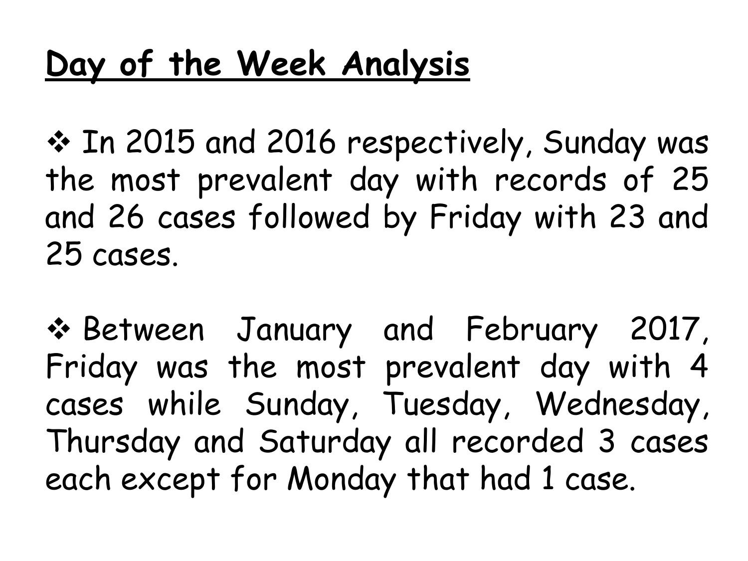## Day of the Week Analysis

- In 2015 and 2016 respectively, Sunday was the most prevalent day with records of 25 and 26 cases followed by Friday with 23 and 25 cases.

- Between January and February 2017, Friday was the most prevalent day with 4 cases while Sunday, Tuesday, Wednesday, Thursday and Saturday all recorded 3 cases each except for Monday that had 1 case.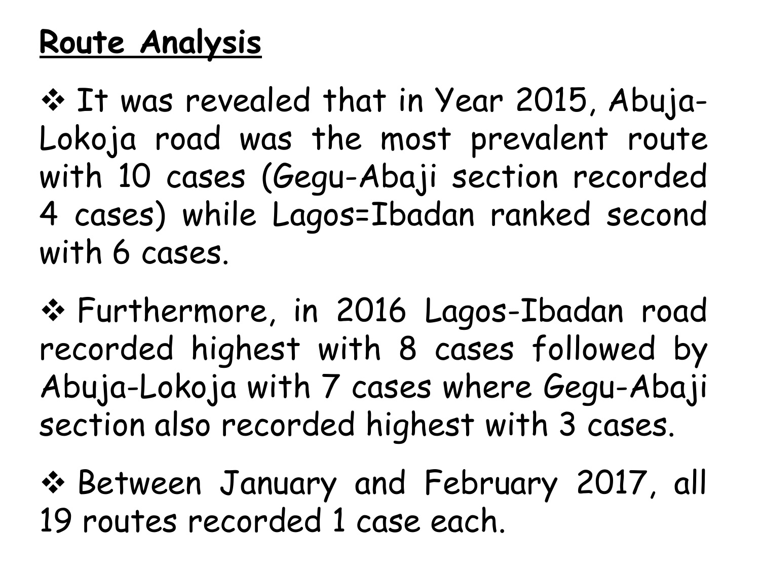**Route Analysis**

❖ It was revealed that in Year 2015, Abuja-Lokoja road was the most prevalent route with 10 cases (Gegu-Abaji section recorded 4 cases) while Lagos=Ibadan ranked second with 6 cases.

❖ Furthermore, in 2016 Lagos-Ibadan road recorded highest with 8 cases followed by Abuja-Lokoja with 7 cases where Gegu-Abaji section also recorded highest with 3 cases.

❖ Between January and February 2017, all 19 routes recorded 1 case each.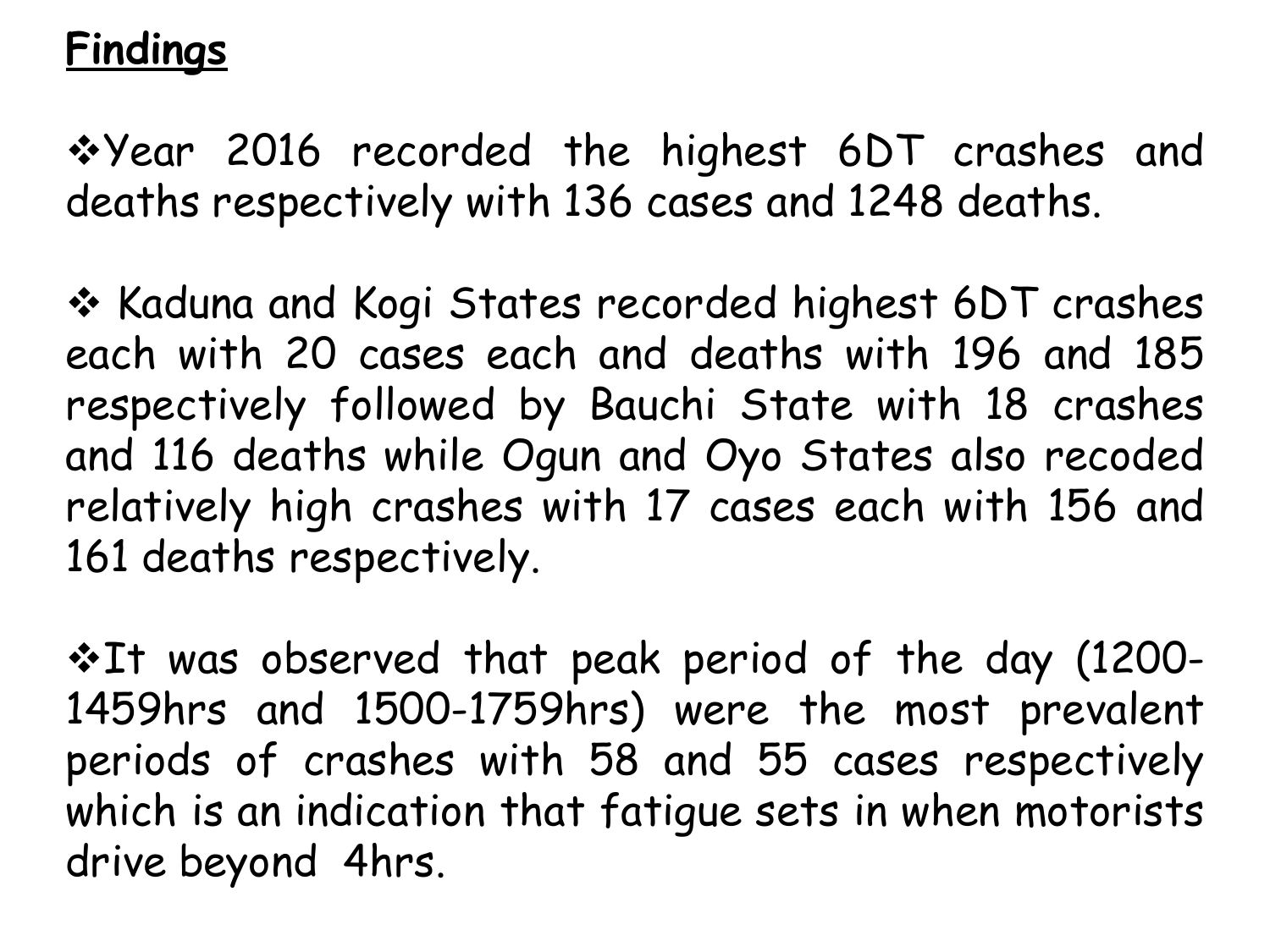# Findings

- Year 2016 recorded the highest 6DT crashes and deaths respectively with 136 cases and 1248 deaths.

- Kaduna and Kogi States recorded highest 6DT crashes each with 20 cases each and deaths with 196 and 185 respectively followed by Bauchi State with 18 crashes and 116 deaths while Ogun and Oyo States also recoded relatively high crashes with 17 cases each with 156 and 161 deaths respectively.

- It was observed that peak period of the day (1200-1459hrs and 1500-1759hrs) were the most prevalent periods of crashes with 58 and 55 cases respectively which is an indication that fatigue sets in when motorists drive beyond 4hrs.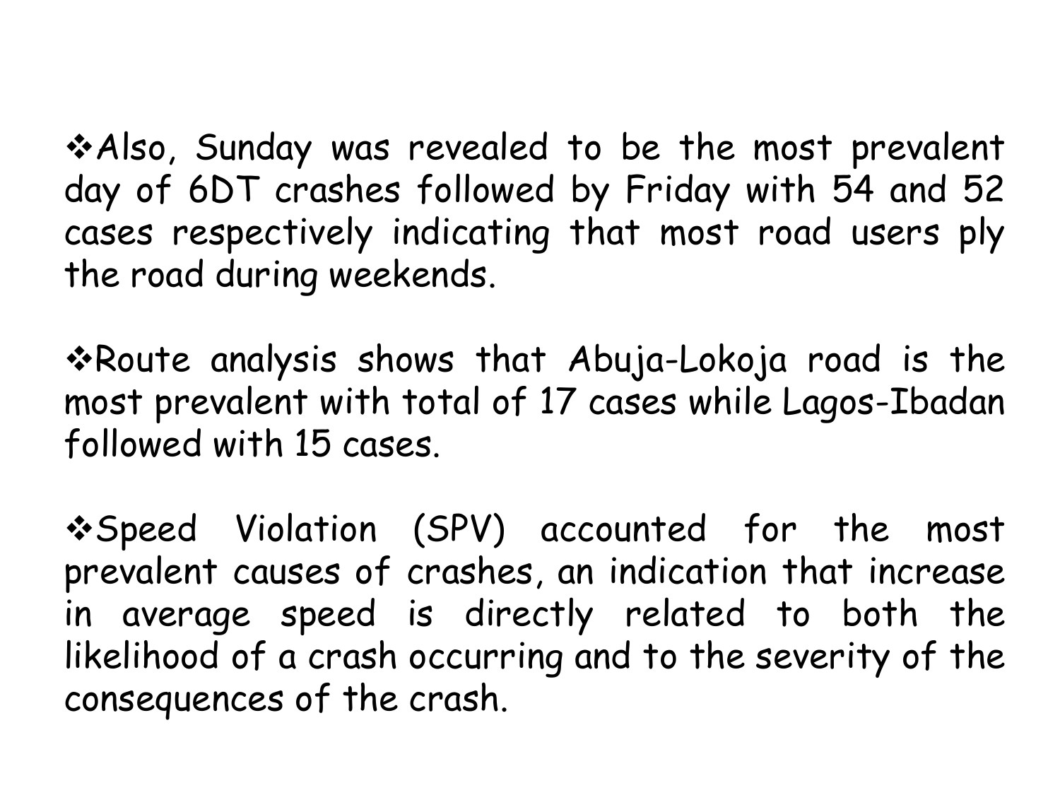- Also, Sunday was revealed to be the most prevalent day of 6DT crashes followed by Friday with 54 and 52 cases respectively indicating that most road users ply the road during weekends.

- Route analysis shows that Abuja-Lokoja road is the most prevalent with total of 17 cases while Lagos-Ibadan followed with 15 cases.

- Speed Violation (SPV) accounted for the most prevalent causes of crashes, an indication that increase in average speed is directly related to both the likelihood of a crash occurring and to the severity of the consequences of the crash.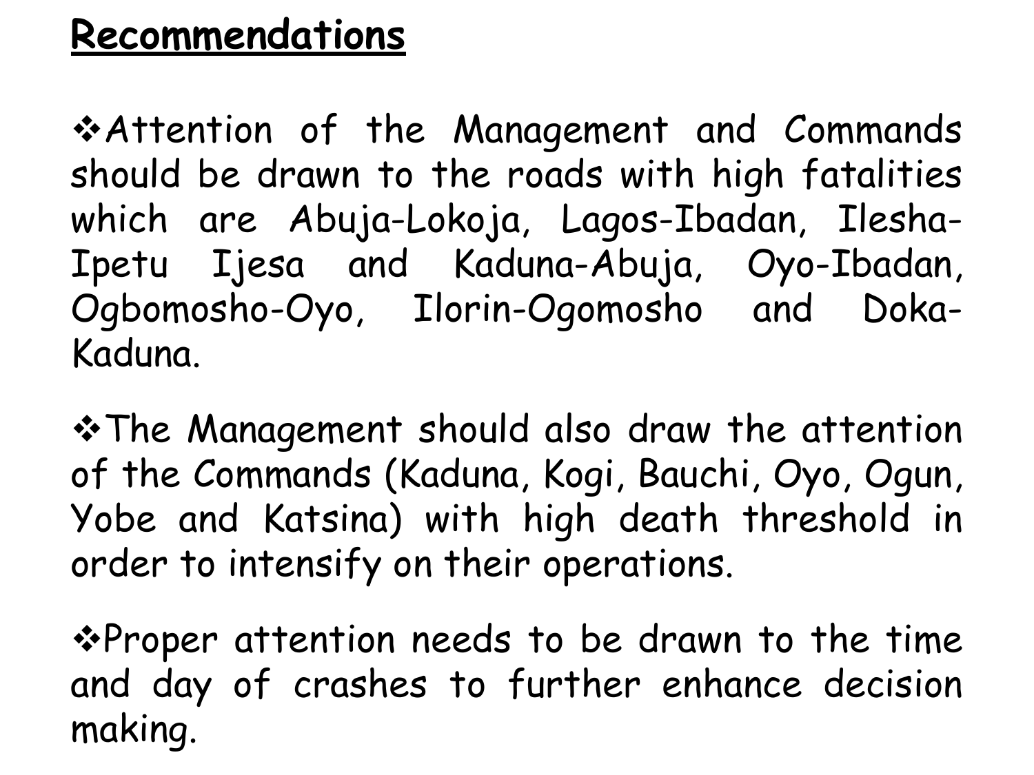## Recommendations

- Attention of the Management and Commands should be drawn to the roads with high fatalities which are Abuja-Lokoja, Lagos-Ibadan, Ilesha-Ipetu Ijesa and Kaduna-Abuja, Oyo-Ibadan, Ogbomosho-Oyo, Ilorin-Ogomosho and Doka-Kaduna.

- The Management should also draw the attention of the Commands (Kaduna, Kogi, Bauchi, Oyo, Ogun, Yobe and Katsina) with high death threshold in order to intensify on their operations.

- Proper attention needs to be drawn to the time and day of crashes to further enhance decision making.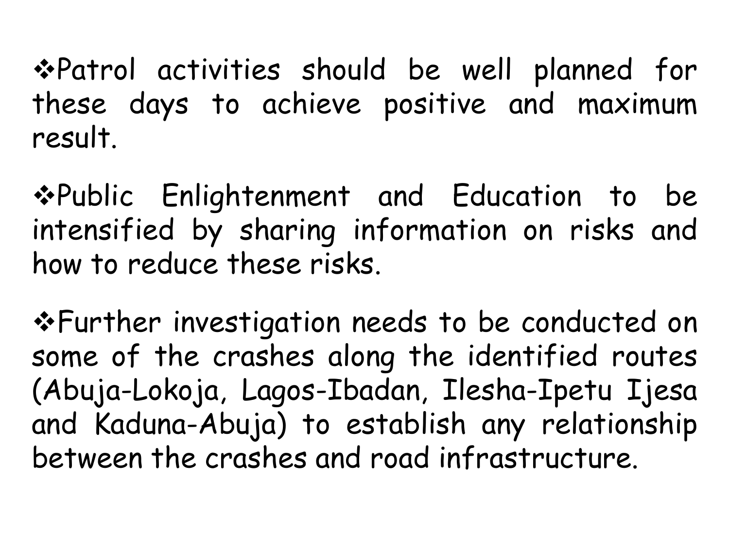- Patrol activities should be well planned for these days to achieve positive and maximum result.

- Public Enlightenment and Education to be intensified by sharing information on risks and how to reduce these risks.

- Further investigation needs to be conducted on some of the crashes along the identified routes (Abuja-Lokoja, Lagos-Ibadan, Ilesha-Ipetu Ijesa and Kaduna-Abuja) to establish any relationship between the crashes and road infrastructure.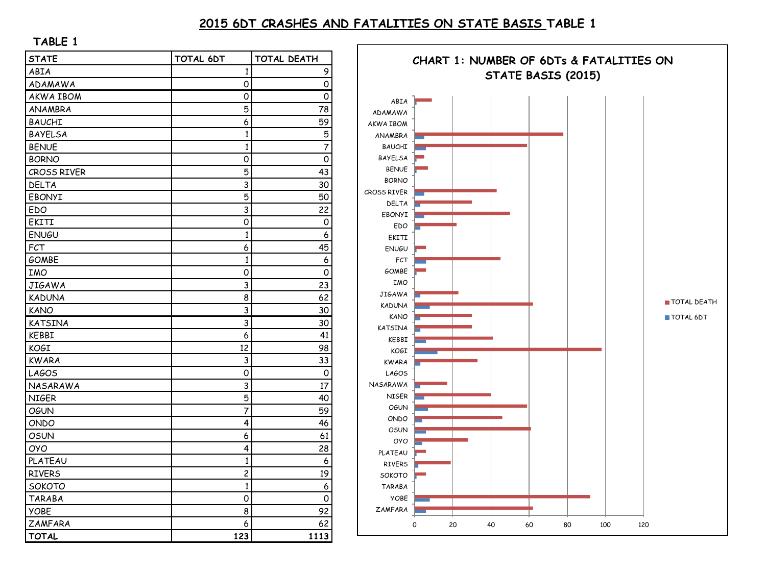# 2015 6DT CRASHES AND FATALITIES ON STATE BASIS TABLE 1

**TABLE 1**

| STATE | TOTAL 6DT | TOTAL DEATH |
|---|---|---|
| ABIA | 1 | 9 |
| ADAMAWA | 0 | 0 |
| AKWA IBOM | 0 | 0 |
| ANAMBRA | 5 | 78 |
| BAUCHI | 6 | 59 |
| BAYELSA | 1 | 5 |
| BENUE | 1 | 7 |
| BORNO | 0 | 0 |
| CROSS RIVER | 5 | 43 |
| DELTA | 3 | 30 |
| EBONYI | 5 | 50 |
| EDO | 3 | 22 |
| EKITI | 0 | 0 |
| ENUGU | 1 | 6 |
| FCT | 6 | 45 |
| GOMBE | 1 | 6 |
| IMO | 0 | 0 |
| JIGAWA | 3 | 23 |
| KADUNA | 8 | 62 |
| KANO | 3 | 30 |
| KATSINA | 3 | 30 |
| KEBBI | 6 | 41 |
| KOGI | 12 | 98 |
| KWARA | 3 | 33 |
| LAGOS | 0 | 0 |
| NASARAWA | 3 | 17 |
| NIGER | 5 | 40 |
| OGUN | 7 | 59 |
| ONDO | 4 | 46 |
| OSUN | 6 | 61 |
| OYO | 4 | 28 |
| PLATEAU | 1 | 6 |
| RIVERS | 2 | 19 |
| SOKOTO | 1 | 6 |
| TARABA | 0 | 0 |
| YOBE | 8 | 92 |
| ZAMFARA | 6 | 62 |
| **TOTAL** | **123** | **1113** |

**CHART 1: NUMBER OF 6DTs & FATALITIES ON STATE BASIS (2015)**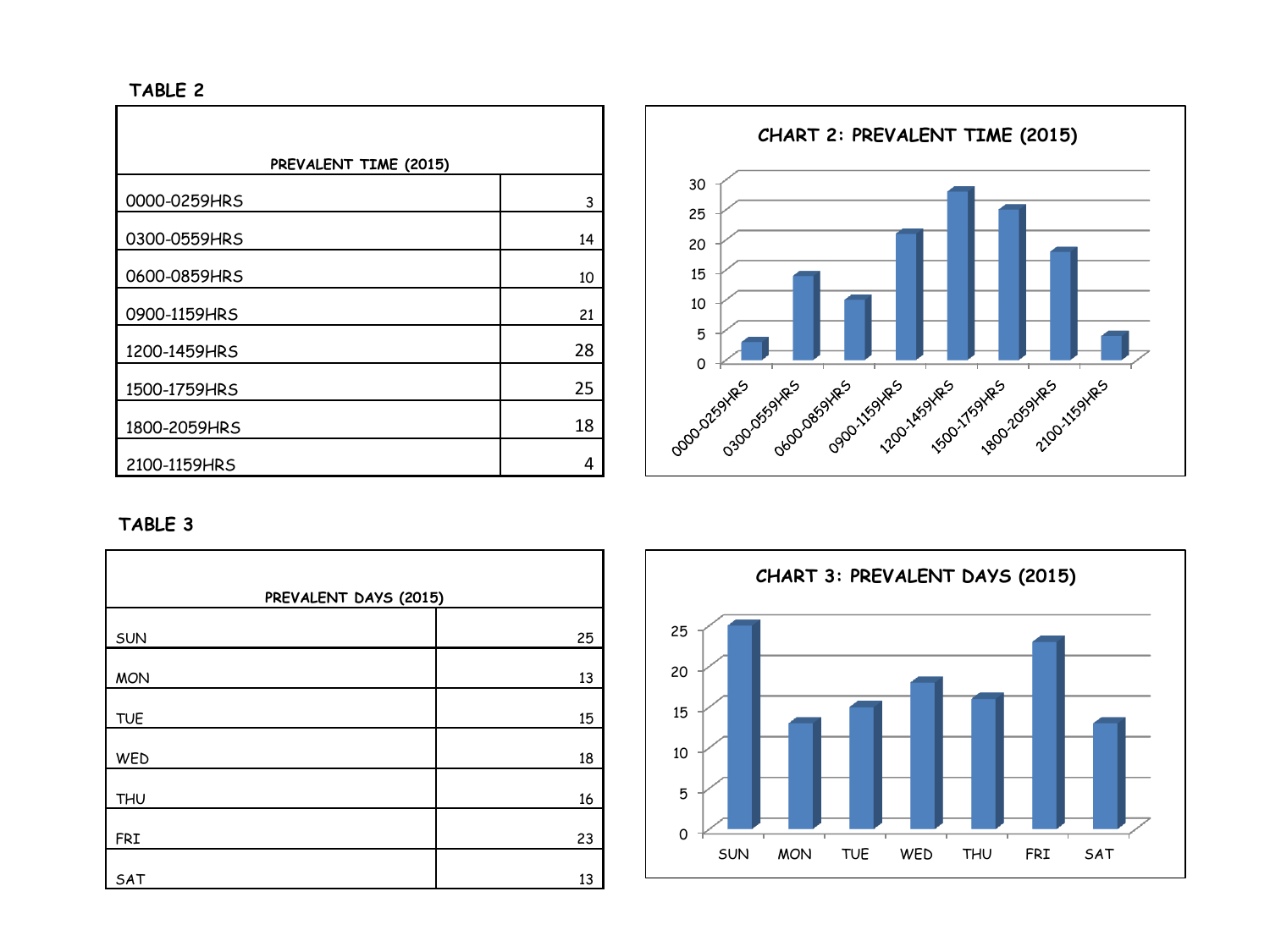TABLE 2

| PREVALENT TIME (2015) | |
|---|---|
| 0000-0259HRS | 3 |
| 0300-0559HRS | 14 |
| 0600-0859HRS | 10 |
| 0900-1159HRS | 21 |
| 1200-1459HRS | 28 |
| 1500-1759HRS | 25 |
| 1800-2059HRS | 18 |
| 2100-1159HRS | 4 |

CHART 2: PREVALENT TIME (2015)

TABLE 3

| PREVALENT DAYS (2015) | |
|---|---|
| SUN | 25 |
| MON | 13 |
| TUE | 15 |
| WED | 18 |
| THU | 16 |
| FRI | 23 |
| SAT | 13 |

CHART 3: PREVALENT DAYS (2015)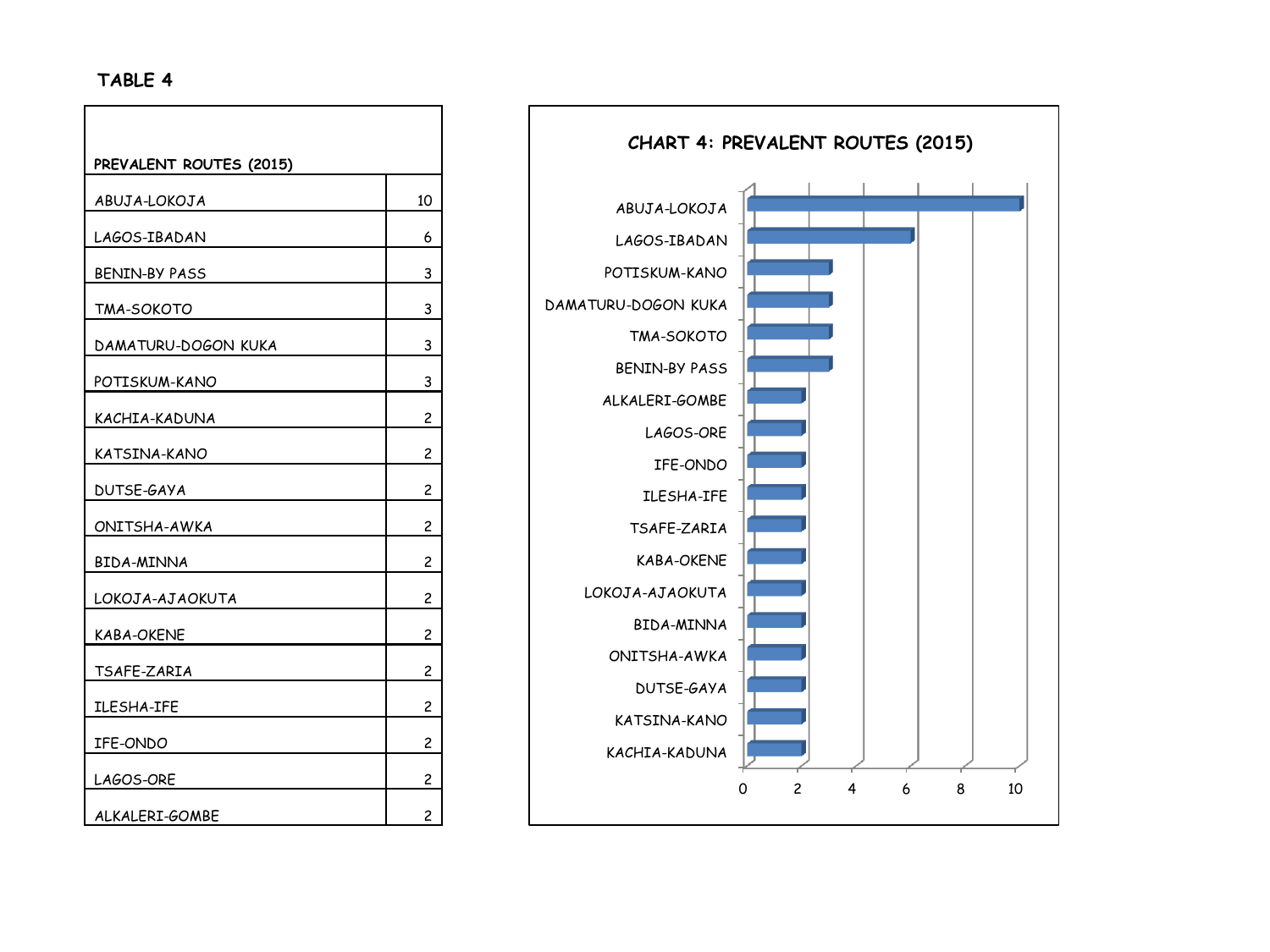TABLE 4

| PREVALENT ROUTES (2015) | |
|---|---|
| ABUJA-LOKOJA | 10 |
| LAGOS-IBADAN | 6 |
| BENIN-BY PASS | 3 |
| TMA-SOKOTO | 3 |
| DAMATURU-DOGON KUKA | 3 |
| POTISKUM-KANO | 3 |
| KACHIA-KADUNA | 2 |
| KATSINA-KANO | 2 |
| DUTSE-GAYA | 2 |
| ONITSHA-AWKA | 2 |
| BIDA-MINNA | 2 |
| LOKOJA-AJAOKUTA | 2 |
| KABA-OKENE | 2 |
| TSAFE-ZARIA | 2 |
| ILESHA-IFE | 2 |
| IFE-ONDO | 2 |
| LAGOS-ORE | 2 |
| ALKALERI-GOMBE | 2 |

CHART 4: PREVALENT ROUTES (2015)

| Route | Value |
|---|---|
| ABUJA-LOKOJA | 10 |
| LAGOS-IBADAN | 6 |
| POTISKUM-KANO | 3 |
| DAMATURU-DOGON KUKA | 3 |
| TMA-SOKOTO | 3 |
| BENIN-BY PASS | 3 |
| ALKALERI-GOMBE | 2 |
| LAGOS-ORE | 2 |
| IFE-ONDO | 2 |
| ILESHA-IFE | 2 |
| TSAFE-ZARIA | 2 |
| KABA-OKENE | 2 |
| LOKOJA-AJAOKUTA | 2 |
| BIDA-MINNA | 2 |
| ONITSHA-AWKA | 2 |
| DUTSE-GAYA | 2 |
| KATSINA-KANO | 2 |
| KACHIA-KADUNA | 2 |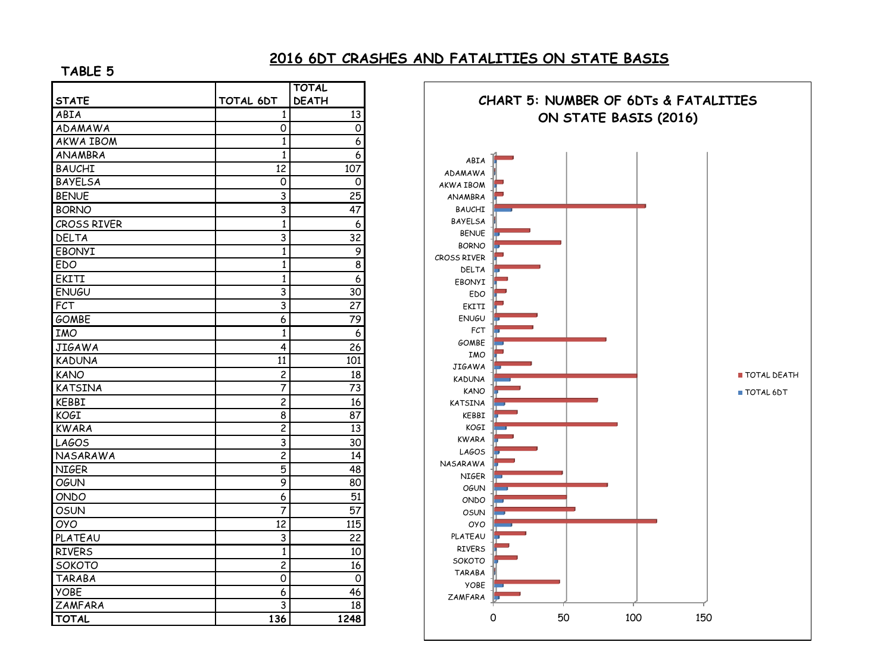## 2016 6DT CRASHES AND FATALITIES ON STATE BASIS

**TABLE 5**

| STATE | TOTAL 6DT | TOTAL DEATH |
|---|---|---|
| ABIA | 1 | 13 |
| ADAMAWA | 0 | 0 |
| AKWA IBOM | 1 | 6 |
| ANAMBRA | 1 | 6 |
| BAUCHI | 12 | 107 |
| BAYELSA | 0 | 0 |
| BENUE | 3 | 25 |
| BORNO | 3 | 47 |
| CROSS RIVER | 1 | 6 |
| DELTA | 3 | 32 |
| EBONYI | 1 | 9 |
| EDO | 1 | 8 |
| EKITI | 1 | 6 |
| ENUGU | 3 | 30 |
| FCT | 3 | 27 |
| GOMBE | 6 | 79 |
| IMO | 1 | 6 |
| JIGAWA | 4 | 26 |
| KADUNA | 11 | 101 |
| KANO | 2 | 18 |
| KATSINA | 7 | 73 |
| KEBBI | 2 | 16 |
| KOGI | 8 | 87 |
| KWARA | 2 | 13 |
| LAGOS | 3 | 30 |
| NASARAWA | 2 | 14 |
| NIGER | 5 | 48 |
| OGUN | 9 | 80 |
| ONDO | 6 | 51 |
| OSUN | 7 | 57 |
| OYO | 12 | 115 |
| PLATEAU | 3 | 22 |
| RIVERS | 1 | 10 |
| SOKOTO | 2 | 16 |
| TARABA | 0 | 0 |
| YOBE | 6 | 46 |
| ZAMFARA | 3 | 18 |
| **TOTAL** | **136** | **1248** |

**CHART 5: NUMBER OF 6DTs & FATALITIES ON STATE BASIS (2016)**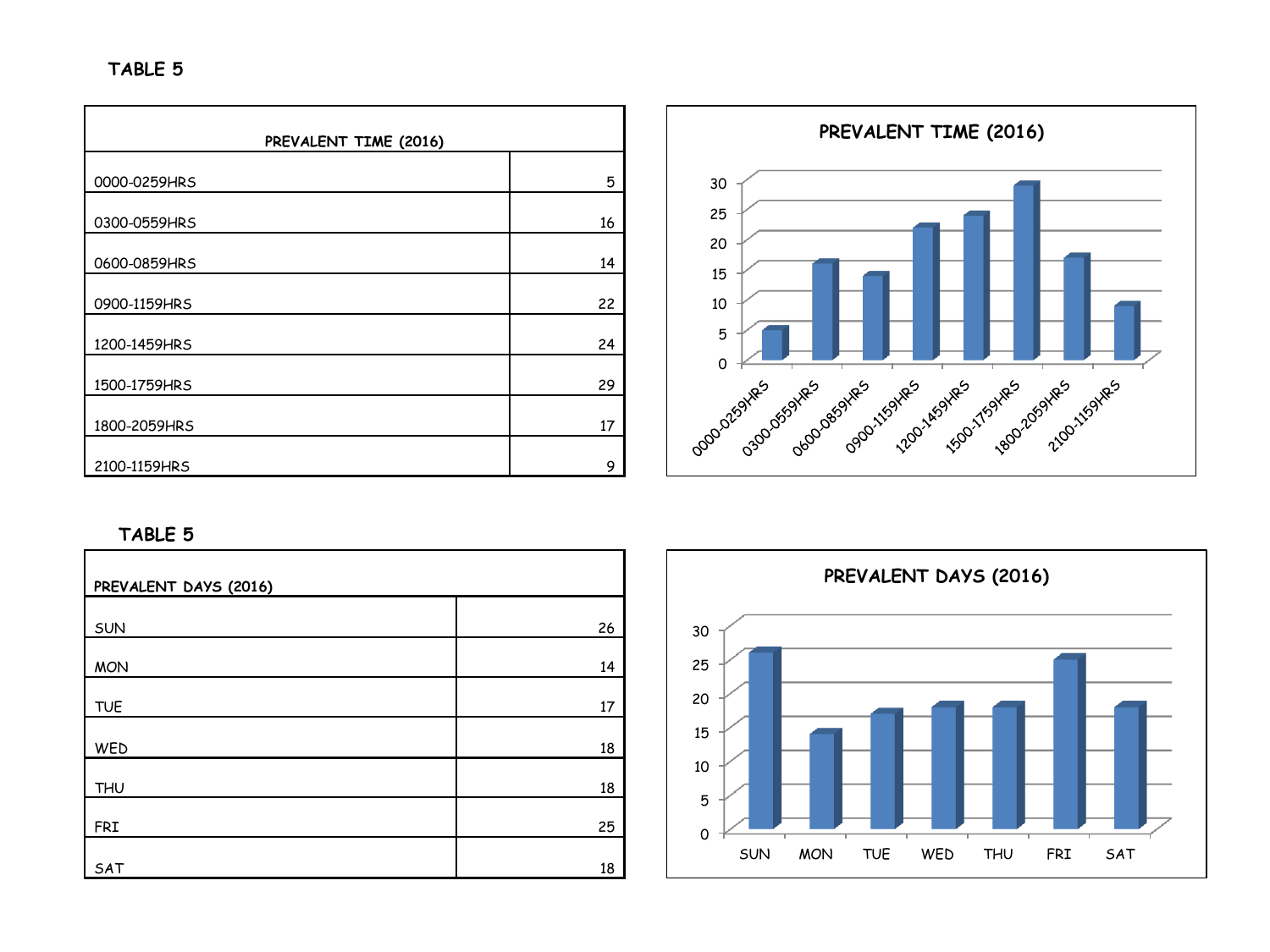**TABLE 5**

| PREVALENT TIME (2016) | |
|---|---|
| 0000-0259HRS | 5 |
| 0300-0559HRS | 16 |
| 0600-0859HRS | 14 |
| 0900-1159HRS | 22 |
| 1200-1459HRS | 24 |
| 1500-1759HRS | 29 |
| 1800-2059HRS | 17 |
| 2100-1159HRS | 9 |

**PREVALENT TIME (2016)**

**TABLE 5**

| PREVALENT DAYS (2016) | |
|---|---|
| SUN | 26 |
| MON | 14 |
| TUE | 17 |
| WED | 18 |
| THU | 18 |
| FRI | 25 |
| SAT | 18 |

**PREVALENT DAYS (2016)**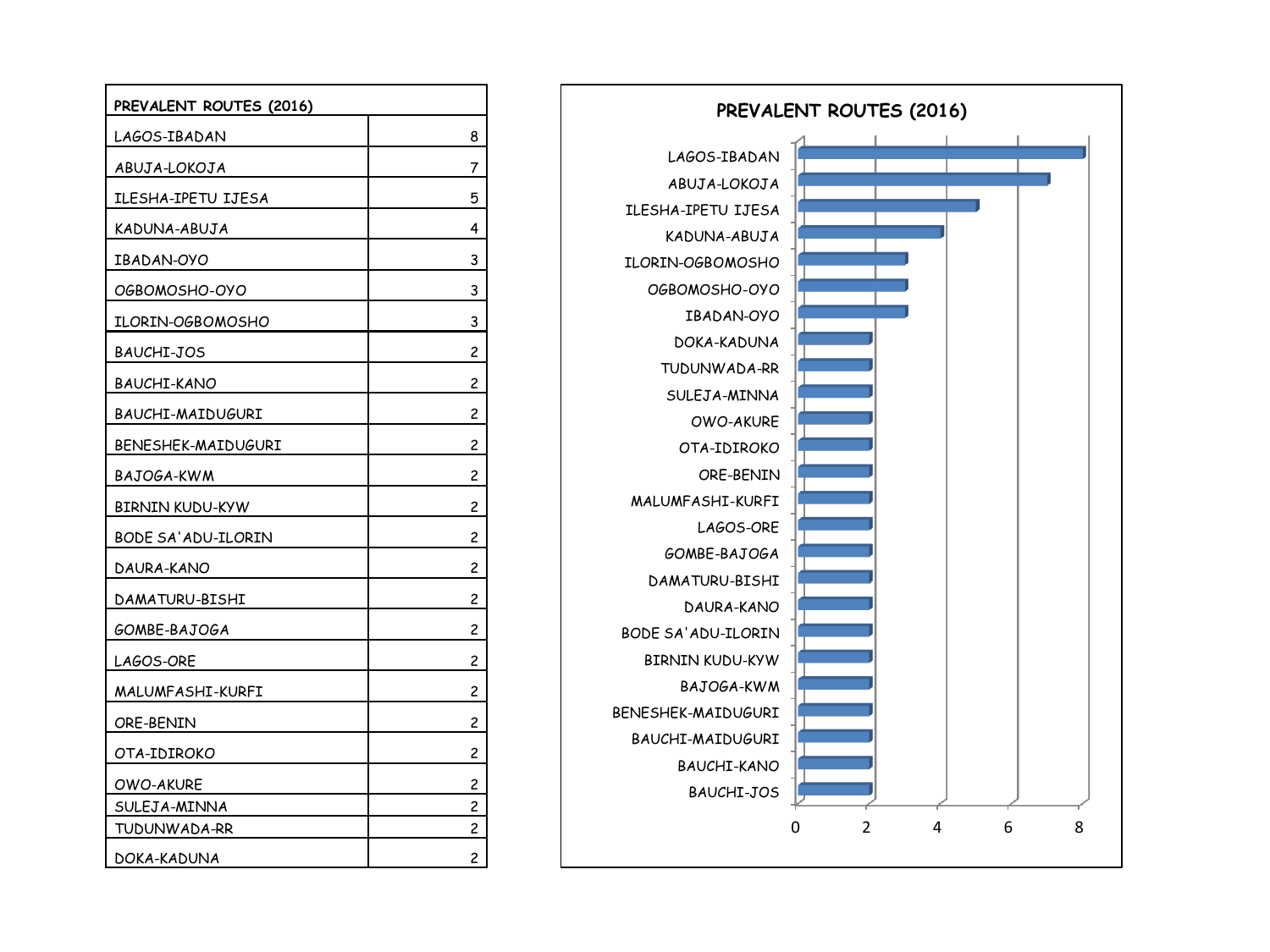| PREVALENT ROUTES (2016) | |
|---|---|
| LAGOS-IBADAN | 8 |
| ABUJA-LOKOJA | 7 |
| ILESHA-IPETU IJESA | 5 |
| KADUNA-ABUJA | 4 |
| IBADAN-OYO | 3 |
| OGBOMOSHO-OYO | 3 |
| ILORIN-OGBOMOSHO | 3 |
| BAUCHI-JOS | 2 |
| BAUCHI-KANO | 2 |
| BAUCHI-MAIDUGURI | 2 |
| BENESHEK-MAIDUGURI | 2 |
| BAJOGA-KWM | 2 |
| BIRNIN KUDU-KYW | 2 |
| BODE SA'ADU-ILORIN | 2 |
| DAURA-KANO | 2 |
| DAMATURU-BISHI | 2 |
| GOMBE-BAJOGA | 2 |
| LAGOS-ORE | 2 |
| MALUMFASHI-KURFI | 2 |
| ORE-BENIN | 2 |
| OTA-IDIROKO | 2 |
| OWO-AKURE | 2 |
| SULEJA-MINNA | 2 |
| TUDUNWADA-RR | 2 |
| DOKA-KADUNA | 2 |

**PREVALENT ROUTES (2016)**

| Route | Value |
|---|---|
| LAGOS-IBADAN | 8 |
| ABUJA-LOKOJA | 7 |
| ILESHA-IPETU IJESA | 5 |
| KADUNA-ABUJA | 4 |
| ILORIN-OGBOMOSHO | 3 |
| OGBOMOSHO-OYO | 3 |
| IBADAN-OYO | 3 |
| DOKA-KADUNA | 2 |
| TUDUNWADA-RR | 2 |
| SULEJA-MINNA | 2 |
| OWO-AKURE | 2 |
| OTA-IDIROKO | 2 |
| ORE-BENIN | 2 |
| MALUMFASHI-KURFI | 2 |
| LAGOS-ORE | 2 |
| GOMBE-BAJOGA | 2 |
| DAMATURU-BISHI | 2 |
| DAURA-KANO | 2 |
| BODE SA'ADU-ILORIN | 2 |
| BIRNIN KUDU-KYW | 2 |
| BAJOGA-KWM | 2 |
| BENESHEK-MAIDUGURI | 2 |
| BAUCHI-MAIDUGURI | 2 |
| BAUCHI-KANO | 2 |
| BAUCHI-JOS | 2 |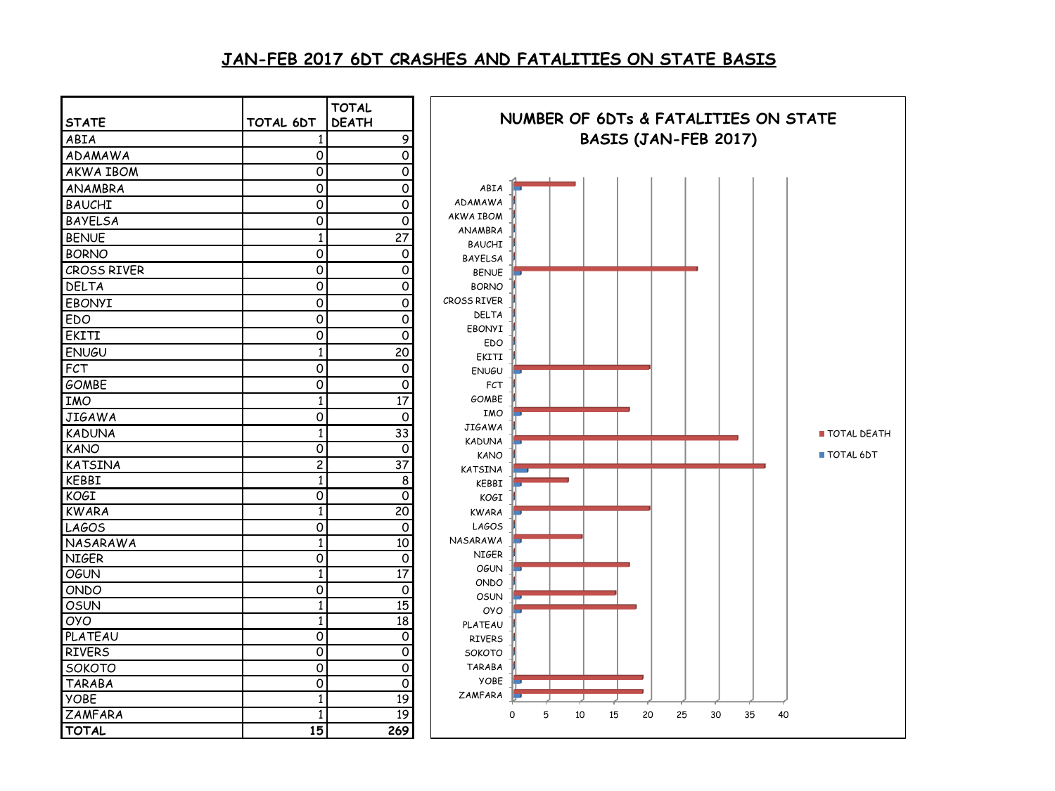# JAN-FEB 2017 6DT CRASHES AND FATALITIES ON STATE BASIS

| STATE | TOTAL 6DT | TOTAL DEATH |
|---|---|---|
| ABIA | 1 | 9 |
| ADAMAWA | 0 | 0 |
| AKWA IBOM | 0 | 0 |
| ANAMBRA | 0 | 0 |
| BAUCHI | 0 | 0 |
| BAYELSA | 0 | 0 |
| BENUE | 1 | 27 |
| BORNO | 0 | 0 |
| CROSS RIVER | 0 | 0 |
| DELTA | 0 | 0 |
| EBONYI | 0 | 0 |
| EDO | 0 | 0 |
| EKITI | 0 | 0 |
| ENUGU | 1 | 20 |
| FCT | 0 | 0 |
| GOMBE | 0 | 0 |
| IMO | 1 | 17 |
| JIGAWA | 0 | 0 |
| KADUNA | 1 | 33 |
| KANO | 0 | 0 |
| KATSINA | 2 | 37 |
| KEBBI | 1 | 8 |
| KOGI | 0 | 0 |
| KWARA | 1 | 20 |
| LAGOS | 0 | 0 |
| NASARAWA | 1 | 10 |
| NIGER | 0 | 0 |
| OGUN | 1 | 17 |
| ONDO | 0 | 0 |
| OSUN | 1 | 15 |
| OYO | 1 | 18 |
| PLATEAU | 0 | 0 |
| RIVERS | 0 | 0 |
| SOKOTO | 0 | 0 |
| TARABA | 0 | 0 |
| YOBE | 1 | 19 |
| ZAMFARA | 1 | 19 |
| **TOTAL** | **15** | **269** |

**NUMBER OF 6DTs & FATALITIES ON STATE BASIS (JAN-FEB 2017)**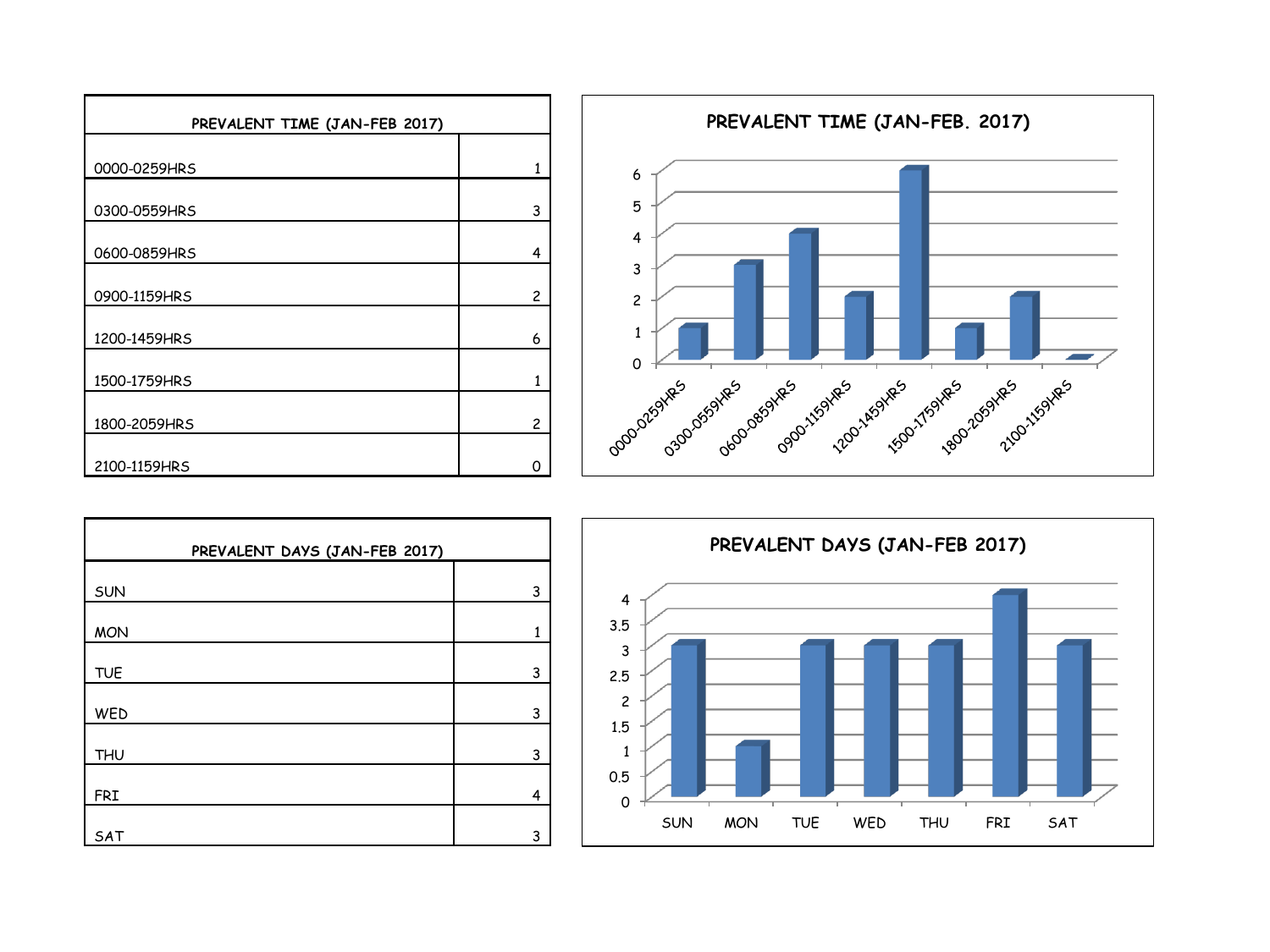| PREVALENT TIME (JAN-FEB 2017) | |
|---|---|
| 0000-0259HRS | 1 |
| 0300-0559HRS | 3 |
| 0600-0859HRS | 4 |
| 0900-1159HRS | 2 |
| 1200-1459HRS | 6 |
| 1500-1759HRS | 1 |
| 1800-2059HRS | 2 |
| 2100-1159HRS | 0 |

PREVALENT TIME (JAN-FEB. 2017)

| PREVALENT DAYS (JAN-FEB 2017) | |
|---|---|
| SUN | 3 |
| MON | 1 |
| TUE | 3 |
| WED | 3 |
| THU | 3 |
| FRI | 4 |
| SAT | 3 |

PREVALENT DAYS (JAN-FEB 2017)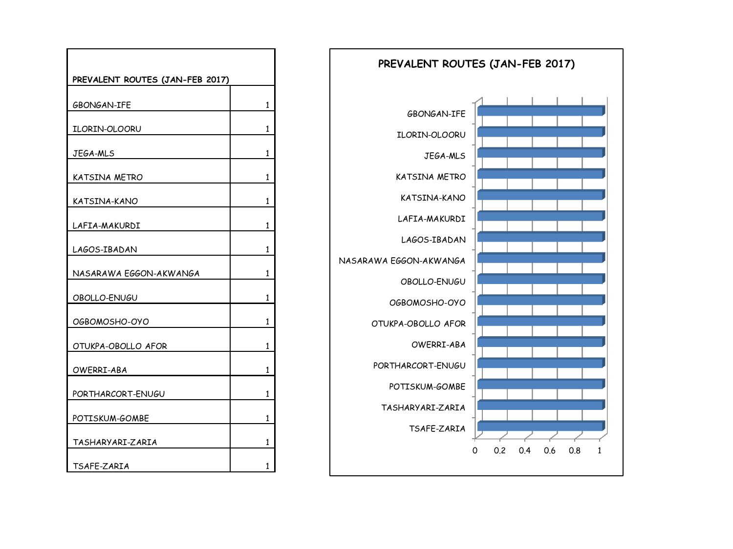| PREVALENT ROUTES (JAN-FEB 2017) | |
|---|---|
| GBONGAN-IFE | 1 |
| ILORIN-OLOORU | 1 |
| JEGA-MLS | 1 |
| KATSINA METRO | 1 |
| KATSINA-KANO | 1 |
| LAFIA-MAKURDI | 1 |
| LAGOS-IBADAN | 1 |
| NASARAWA EGGON-AKWANGA | 1 |
| OBOLLO-ENUGU | 1 |
| OGBOMOSHO-OYO | 1 |
| OTUKPA-OBOLLO AFOR | 1 |
| OWERRI-ABA | 1 |
| PORTHARCORT-ENUGU | 1 |
| POTISKUM-GOMBE | 1 |
| TASHARYARI-ZARIA | 1 |
| TSAFE-ZARIA | 1 |

PREVALENT ROUTES (JAN-FEB 2017)

GBONGAN-IFE
ILORIN-OLOORU
JEGA-MLS
KATSINA METRO
KATSINA-KANO
LAFIA-MAKURDI
LAGOS-IBADAN
NASARAWA EGGON-AKWANGA
OBOLLO-ENUGU
OGBOMOSHO-OYO
OTUKPA-OBOLLO AFOR
OWERRI-ABA
PORTHARCORT-ENUGU
POTISKUM-GOMBE
TASHARYARI-ZARIA
TSAFE-ZARIA

0 0.2 0.4 0.6 0.8 1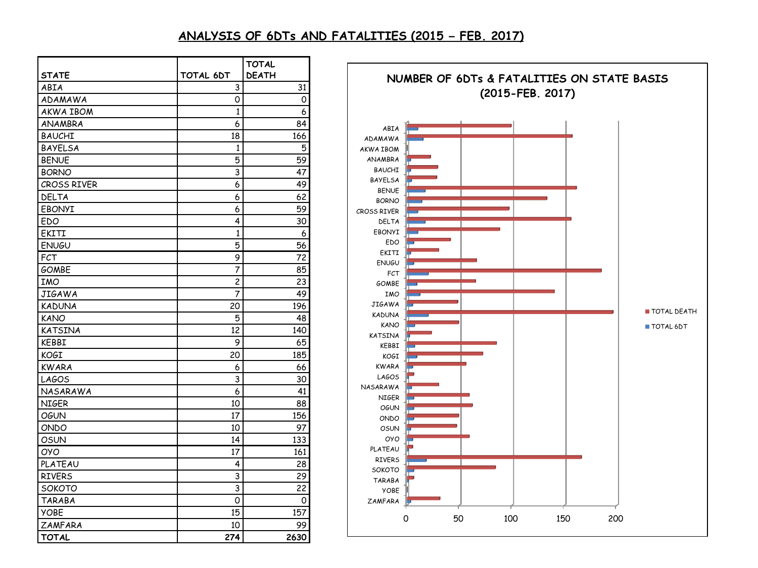# ANALYSIS OF 6DTs AND FATALITIES (2015 – FEB. 2017)

| STATE | TOTAL 6DT | TOTAL DEATH |
|---|---|---|
| ABIA | 3 | 31 |
| ADAMAWA | 0 | 0 |
| AKWA IBOM | 1 | 6 |
| ANAMBRA | 6 | 84 |
| BAUCHI | 18 | 166 |
| BAYELSA | 1 | 5 |
| BENUE | 5 | 59 |
| BORNO | 3 | 47 |
| CROSS RIVER | 6 | 49 |
| DELTA | 6 | 62 |
| EBONYI | 6 | 59 |
| EDO | 4 | 30 |
| EKITI | 1 | 6 |
| ENUGU | 5 | 56 |
| FCT | 9 | 72 |
| GOMBE | 7 | 85 |
| IMO | 2 | 23 |
| JIGAWA | 7 | 49 |
| KADUNA | 20 | 196 |
| KANO | 5 | 48 |
| KATSINA | 12 | 140 |
| KEBBI | 9 | 65 |
| KOGI | 20 | 185 |
| KWARA | 6 | 66 |
| LAGOS | 3 | 30 |
| NASARAWA | 6 | 41 |
| NIGER | 10 | 88 |
| OGUN | 17 | 156 |
| ONDO | 10 | 97 |
| OSUN | 14 | 133 |
| OYO | 17 | 161 |
| PLATEAU | 4 | 28 |
| RIVERS | 3 | 29 |
| SOKOTO | 3 | 22 |
| TARABA | 0 | 0 |
| YOBE | 15 | 157 |
| ZAMFARA | 10 | 99 |
| **TOTAL** | **274** | **2630** |

NUMBER OF 6DTs & FATALITIES ON STATE BASIS (2015-FEB. 2017)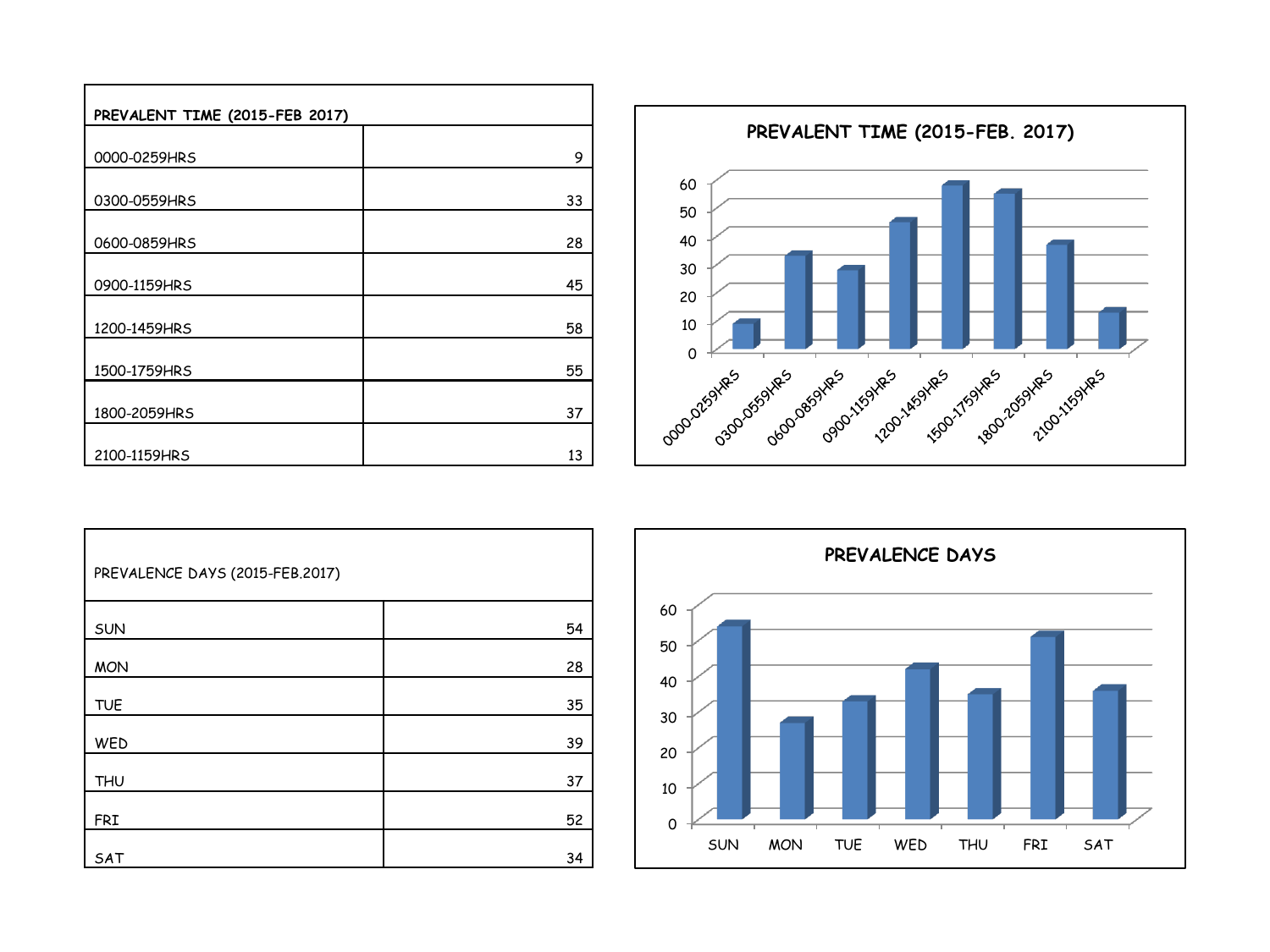| PREVALENT TIME (2015-FEB 2017) | |
|---|---|
| 0000-0259HRS | 9 |
| 0300-0559HRS | 33 |
| 0600-0859HRS | 28 |
| 0900-1159HRS | 45 |
| 1200-1459HRS | 58 |
| 1500-1759HRS | 55 |
| 1800-2059HRS | 37 |
| 2100-1159HRS | 13 |

**PREVALENT TIME (2015-FEB. 2017)**

| Time | Value |
|---|---|
| 0000-0259HRS | 9 |
| 0300-0559HRS | 33 |
| 0600-0859HRS | 28 |
| 0900-1159HRS | 45 |
| 1200-1459HRS | 58 |
| 1500-1759HRS | 55 |
| 1800-2059HRS | 37 |
| 2100-1159HRS | 13 |

| PREVALENCE DAYS (2015-FEB.2017) | |
|---|---|
| SUN | 54 |
| MON | 28 |
| TUE | 35 |
| WED | 39 |
| THU | 37 |
| FRI | 52 |
| SAT | 34 |

**PREVALENCE DAYS**

| Day | Value |
|---|---|
| SUN | 54 |
| MON | 27 |
| TUE | 33 |
| WED | 42 |
| THU | 35 |
| FRI | 51 |
| SAT | 36 |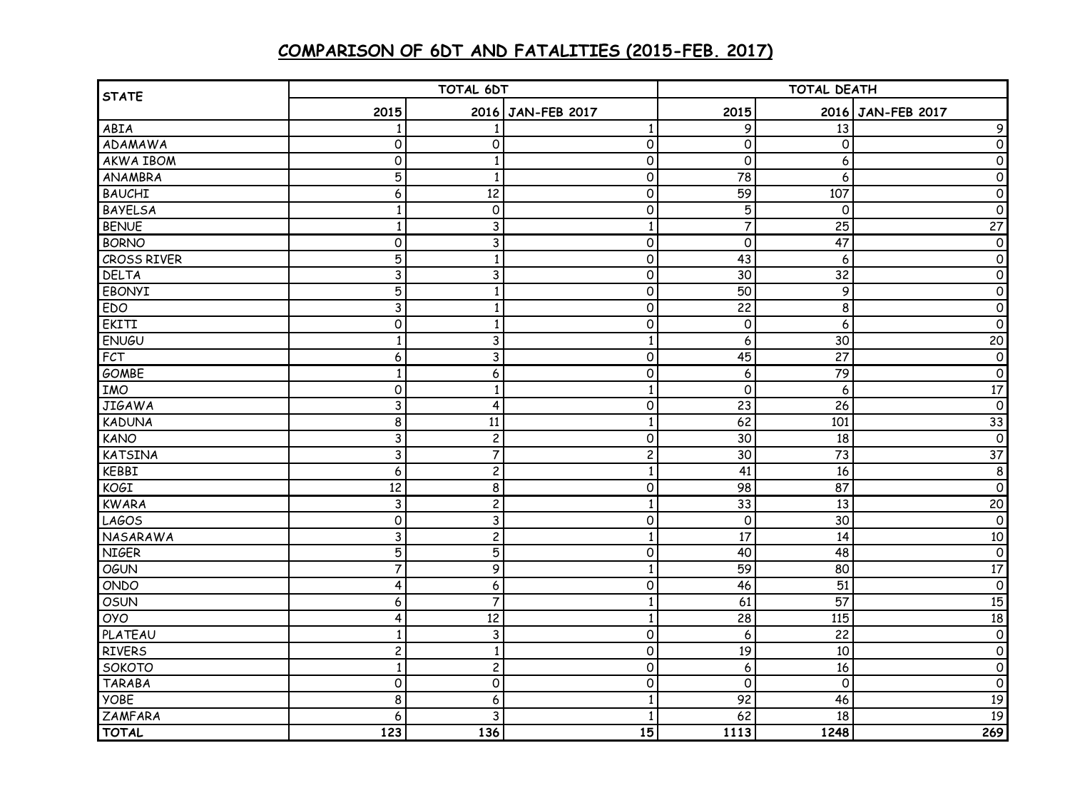## COMPARISON OF 6DT AND FATALITIES (2015-FEB. 2017)

| STATE | TOTAL 6DT | | | TOTAL DEATH | | |
|---|---|---|---|---|---|---|
| | 2015 | 2016 | JAN-FEB 2017 | 2015 | 2016 | JAN-FEB 2017 |
| ABIA | 1 | 1 | 1 | 9 | 13 | 9 |
| ADAMAWA | 0 | 0 | 0 | 0 | 0 | 0 |
| AKWA IBOM | 0 | 1 | 0 | 0 | 6 | 0 |
| ANAMBRA | 5 | 1 | 0 | 78 | 6 | 0 |
| BAUCHI | 6 | 12 | 0 | 59 | 107 | 0 |
| BAYELSA | 1 | 0 | 0 | 5 | 0 | 0 |
| BENUE | 1 | 3 | 1 | 7 | 25 | 27 |
| BORNO | 0 | 3 | 0 | 0 | 47 | 0 |
| CROSS RIVER | 5 | 1 | 0 | 43 | 6 | 0 |
| DELTA | 3 | 3 | 0 | 30 | 32 | 0 |
| EBONYI | 5 | 1 | 0 | 50 | 9 | 0 |
| EDO | 3 | 1 | 0 | 22 | 8 | 0 |
| EKITI | 0 | 1 | 0 | 0 | 6 | 0 |
| ENUGU | 1 | 3 | 1 | 6 | 30 | 20 |
| FCT | 6 | 3 | 0 | 45 | 27 | 0 |
| GOMBE | 1 | 6 | 0 | 6 | 79 | 0 |
| IMO | 0 | 1 | 1 | 0 | 6 | 17 |
| JIGAWA | 3 | 4 | 0 | 23 | 26 | 0 |
| KADUNA | 8 | 11 | 1 | 62 | 101 | 33 |
| KANO | 3 | 2 | 0 | 30 | 18 | 0 |
| KATSINA | 3 | 7 | 2 | 30 | 73 | 37 |
| KEBBI | 6 | 2 | 1 | 41 | 16 | 8 |
| KOGI | 12 | 8 | 0 | 98 | 87 | 0 |
| KWARA | 3 | 2 | 1 | 33 | 13 | 20 |
| LAGOS | 0 | 3 | 0 | 0 | 30 | 0 |
| NASARAWA | 3 | 2 | 1 | 17 | 14 | 10 |
| NIGER | 5 | 5 | 0 | 40 | 48 | 0 |
| OGUN | 7 | 9 | 1 | 59 | 80 | 17 |
| ONDO | 4 | 6 | 0 | 46 | 51 | 0 |
| OSUN | 6 | 7 | 1 | 61 | 57 | 15 |
| OYO | 4 | 12 | 1 | 28 | 115 | 18 |
| PLATEAU | 1 | 3 | 0 | 6 | 22 | 0 |
| RIVERS | 2 | 1 | 0 | 19 | 10 | 0 |
| SOKOTO | 1 | 2 | 0 | 6 | 16 | 0 |
| TARABA | 0 | 0 | 0 | 0 | 0 | 0 |
| YOBE | 8 | 6 | 1 | 92 | 46 | 19 |
| ZAMFARA | 6 | 3 | 1 | 62 | 18 | 19 |
| **TOTAL** | **123** | **136** | **15** | **1113** | **1248** | **269** |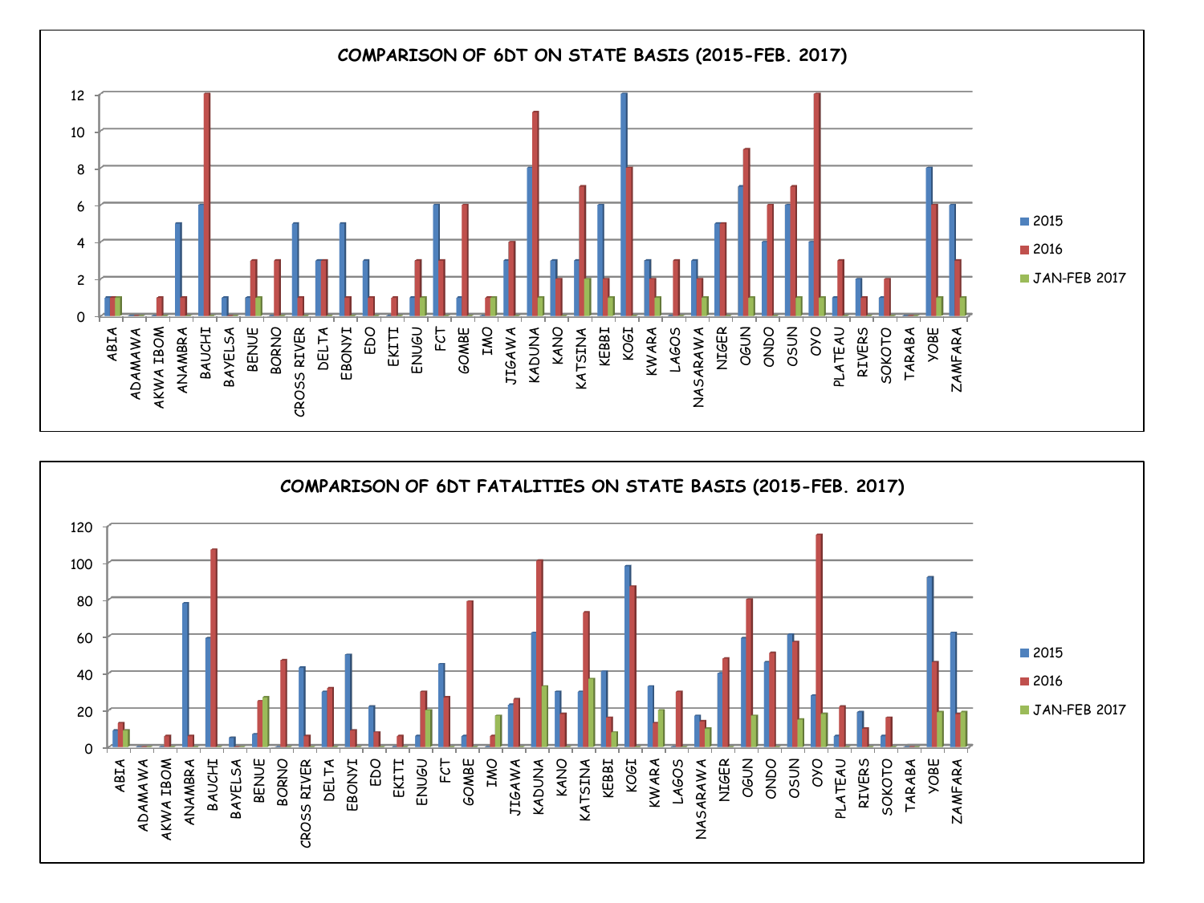## COMPARISON OF 6DT ON STATE BASIS (2015-FEB. 2017)

## COMPARISON OF 6DT FATALITIES ON STATE BASIS (2015-FEB. 2017)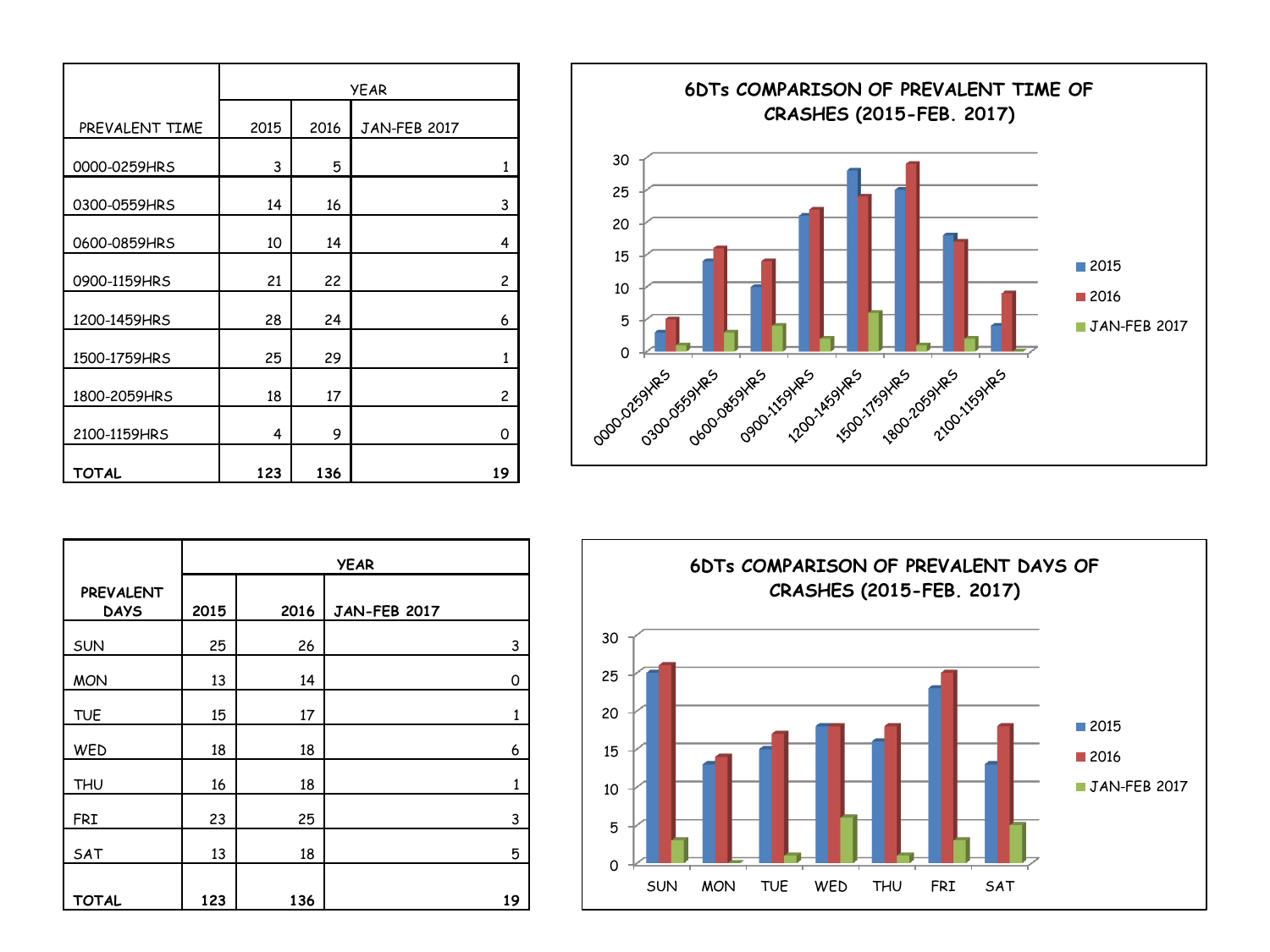| PREVALENT TIME | YEAR | | |
|---|---|---|---|
| | 2015 | 2016 | JAN-FEB 2017 |
| 0000-0259HRS | 3 | 5 | 1 |
| 0300-0559HRS | 14 | 16 | 3 |
| 0600-0859HRS | 10 | 14 | 4 |
| 0900-1159HRS | 21 | 22 | 2 |
| 1200-1459HRS | 28 | 24 | 6 |
| 1500-1759HRS | 25 | 29 | 1 |
| 1800-2059HRS | 18 | 17 | 2 |
| 2100-1159HRS | 4 | 9 | 0 |
| **TOTAL** | **123** | **136** | **19** |

**6DTs COMPARISON OF PREVALENT TIME OF CRASHES (2015-FEB. 2017)**

| PREVALENT TIME | 2015 | 2016 | JAN-FEB 2017 |
|---|---|---|---|
| 0000-0259HRS | 3 | 5 | 1 |
| 0300-0559HRS | 14 | 16 | 3 |
| 0600-0859HRS | 10 | 14 | 4 |
| 0900-1159HRS | 21 | 22 | 2 |
| 1200-1459HRS | 28 | 24 | 6 |
| 1500-1759HRS | 25 | 29 | 1 |
| 1800-2059HRS | 18 | 17 | 2 |
| 2100-1159HRS | 4 | 9 | 0 |

| PREVALENT DAYS | YEAR | | |
|---|---|---|---|
| | 2015 | 2016 | JAN-FEB 2017 |
| SUN | 25 | 26 | 3 |
| MON | 13 | 14 | 0 |
| TUE | 15 | 17 | 1 |
| WED | 18 | 18 | 6 |
| THU | 16 | 18 | 1 |
| FRI | 23 | 25 | 3 |
| SAT | 13 | 18 | 5 |
| **TOTAL** | **123** | **136** | **19** |

**6DTs COMPARISON OF PREVALENT DAYS OF CRASHES (2015-FEB. 2017)**

| PREVALENT DAYS | 2015 | 2016 | JAN-FEB 2017 |
|---|---|---|---|
| SUN | 25 | 26 | 3 |
| MON | 13 | 14 | 0 |
| TUE | 15 | 17 | 1 |
| WED | 18 | 18 | 6 |
| THU | 16 | 18 | 1 |
| FRI | 23 | 25 | 3 |
| SAT | 13 | 18 | 5 |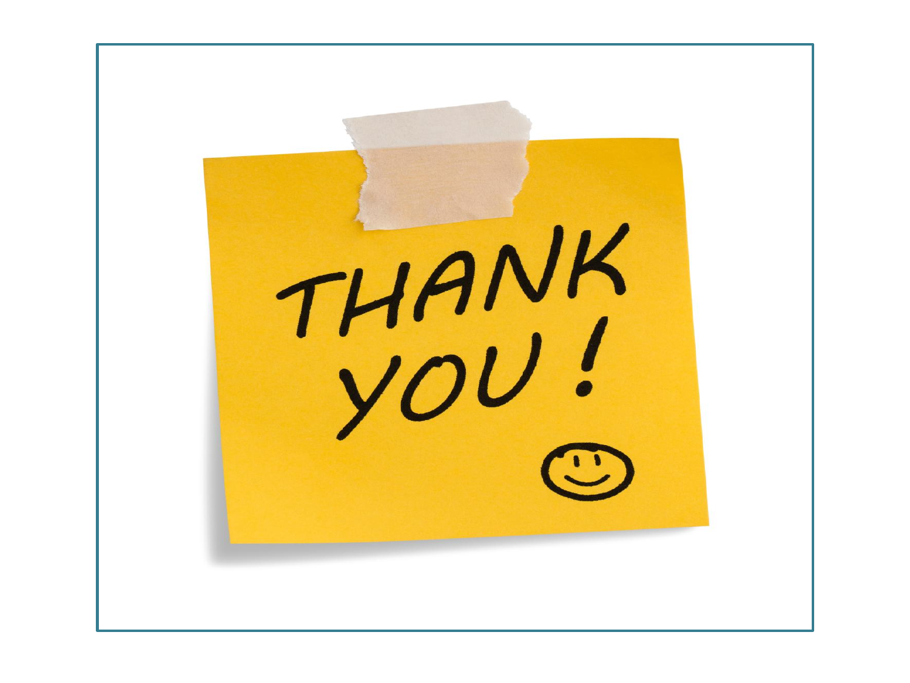THANK YOU!